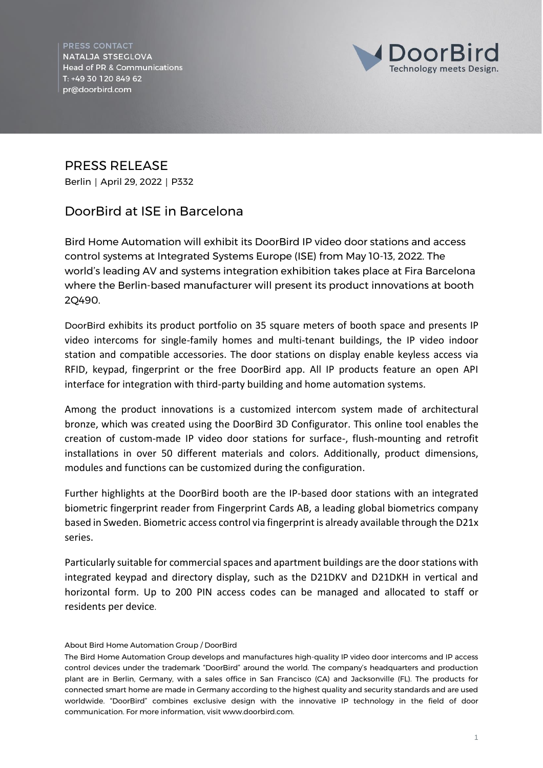PRESS CONTACT
NATALJA STSEGLOVA
Head of PR & Communications
T: +49 30 120 849 62
pr@doorbird.com

DoorBird
Technology meets Design.

# PRESS RELEASE

Berlin | April 29, 2022 | P332

## DoorBird at ISE in Barcelona

Bird Home Automation will exhibit its DoorBird IP video door stations and access control systems at Integrated Systems Europe (ISE) from May 10-13, 2022. The world's leading AV and systems integration exhibition takes place at Fira Barcelona where the Berlin-based manufacturer will present its product innovations at booth 2Q490.

DoorBird exhibits its product portfolio on 35 square meters of booth space and presents IP video intercoms for single-family homes and multi-tenant buildings, the IP video indoor station and compatible accessories. The door stations on display enable keyless access via RFID, keypad, fingerprint or the free DoorBird app. All IP products feature an open API interface for integration with third-party building and home automation systems.

Among the product innovations is a customized intercom system made of architectural bronze, which was created using the DoorBird 3D Configurator. This online tool enables the creation of custom-made IP video door stations for surface-, flush-mounting and retrofit installations in over 50 different materials and colors. Additionally, product dimensions, modules and functions can be customized during the configuration.

Further highlights at the DoorBird booth are the IP-based door stations with an integrated biometric fingerprint reader from Fingerprint Cards AB, a leading global biometrics company based in Sweden. Biometric access control via fingerprint is already available through the D21x series.

Particularly suitable for commercial spaces and apartment buildings are the door stations with integrated keypad and directory display, such as the D21DKV and D21DKH in vertical and horizontal form. Up to 200 PIN access codes can be managed and allocated to staff or residents per device.

About Bird Home Automation Group / DoorBird

The Bird Home Automation Group develops and manufactures high-quality IP video door intercoms and IP access control devices under the trademark "DoorBird" around the world. The company's headquarters and production plant are in Berlin, Germany, with a sales office in San Francisco (CA) and Jacksonville (FL). The products for connected smart home are made in Germany according to the highest quality and security standards and are used worldwide. "DoorBird" combines exclusive design with the innovative IP technology in the field of door communication. For more information, visit www.doorbird.com.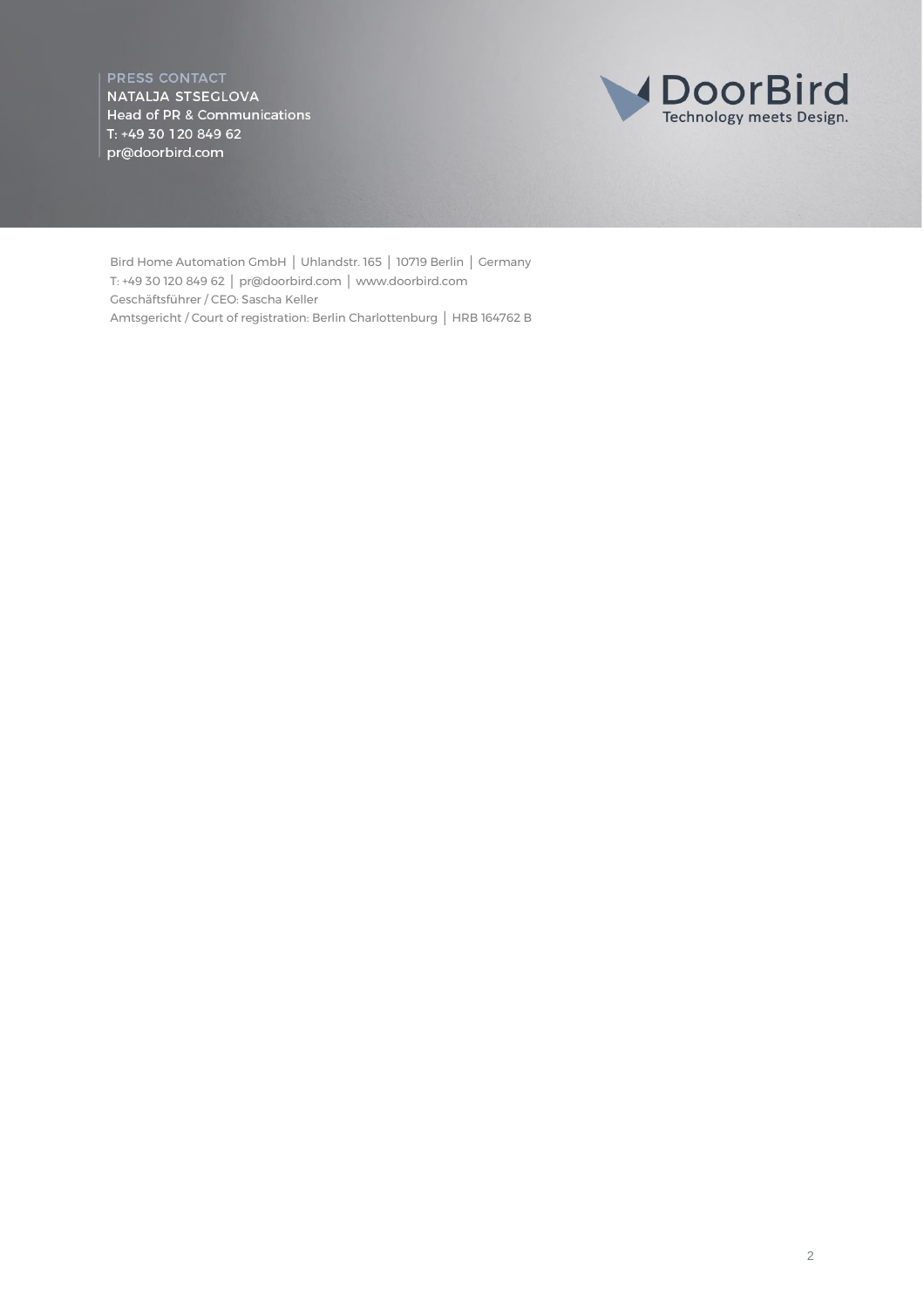PRESS CONTACT
NATALJA STSEGLOVA
Head of PR & Communications
T: +49 30 120 849 62
pr@doorbird.com

DoorBird
Technology meets Design.

Bird Home Automation GmbH | Uhlandstr. 165 | 10719 Berlin | Germany
T: +49 30 120 849 62 | pr@doorbird.com | www.doorbird.com
Geschäftsführer / CEO: Sascha Keller
Amtsgericht / Court of registration: Berlin Charlottenburg | HRB 164762 B